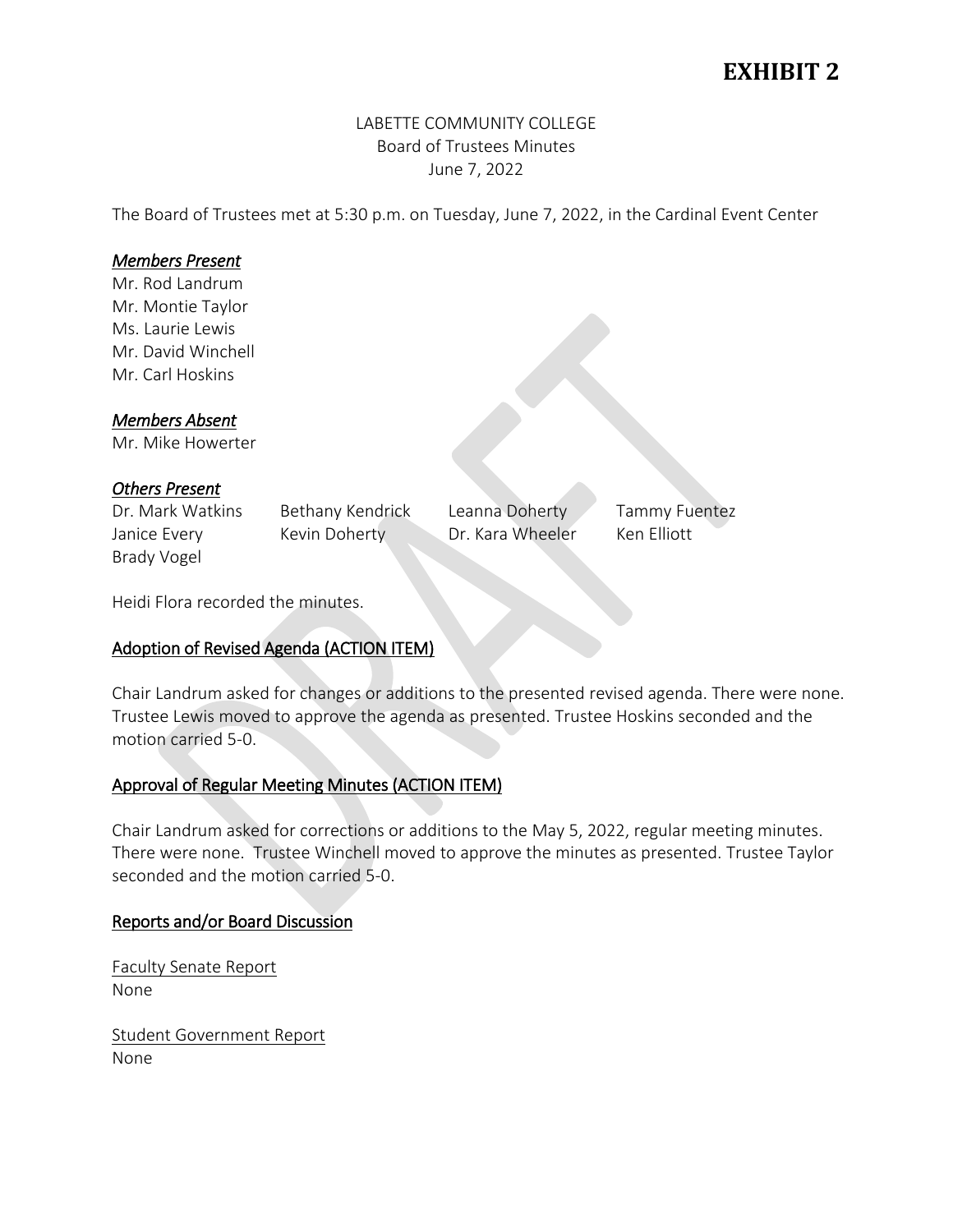# EXHIBIT 2

LABETTE COMMUNITY COLLEGE
Board of Trustees Minutes
June 7, 2022

The Board of Trustees met at 5:30 p.m. on Tuesday, June 7, 2022, in the Cardinal Event Center

***Members Present***

Mr. Rod Landrum
Mr. Montie Taylor
Ms. Laurie Lewis
Mr. David Winchell
Mr. Carl Hoskins

***Members Absent***

Mr. Mike Howerter

***Others Present***

| | | | |
|---|---|---|---|
| Dr. Mark Watkins | Bethany Kendrick | Leanna Doherty | Tammy Fuentez |
| Janice Every | Kevin Doherty | Dr. Kara Wheeler | Ken Elliott |
| Brady Vogel | | | |

Heidi Flora recorded the minutes.

## Adoption of Revised Agenda (ACTION ITEM)

Chair Landrum asked for changes or additions to the presented revised agenda. There were none. Trustee Lewis moved to approve the agenda as presented. Trustee Hoskins seconded and the motion carried 5-0.

## Approval of Regular Meeting Minutes (ACTION ITEM)

Chair Landrum asked for corrections or additions to the May 5, 2022, regular meeting minutes. There were none. Trustee Winchell moved to approve the minutes as presented. Trustee Taylor seconded and the motion carried 5-0.

## Reports and/or Board Discussion

Faculty Senate Report
None

Student Government Report
None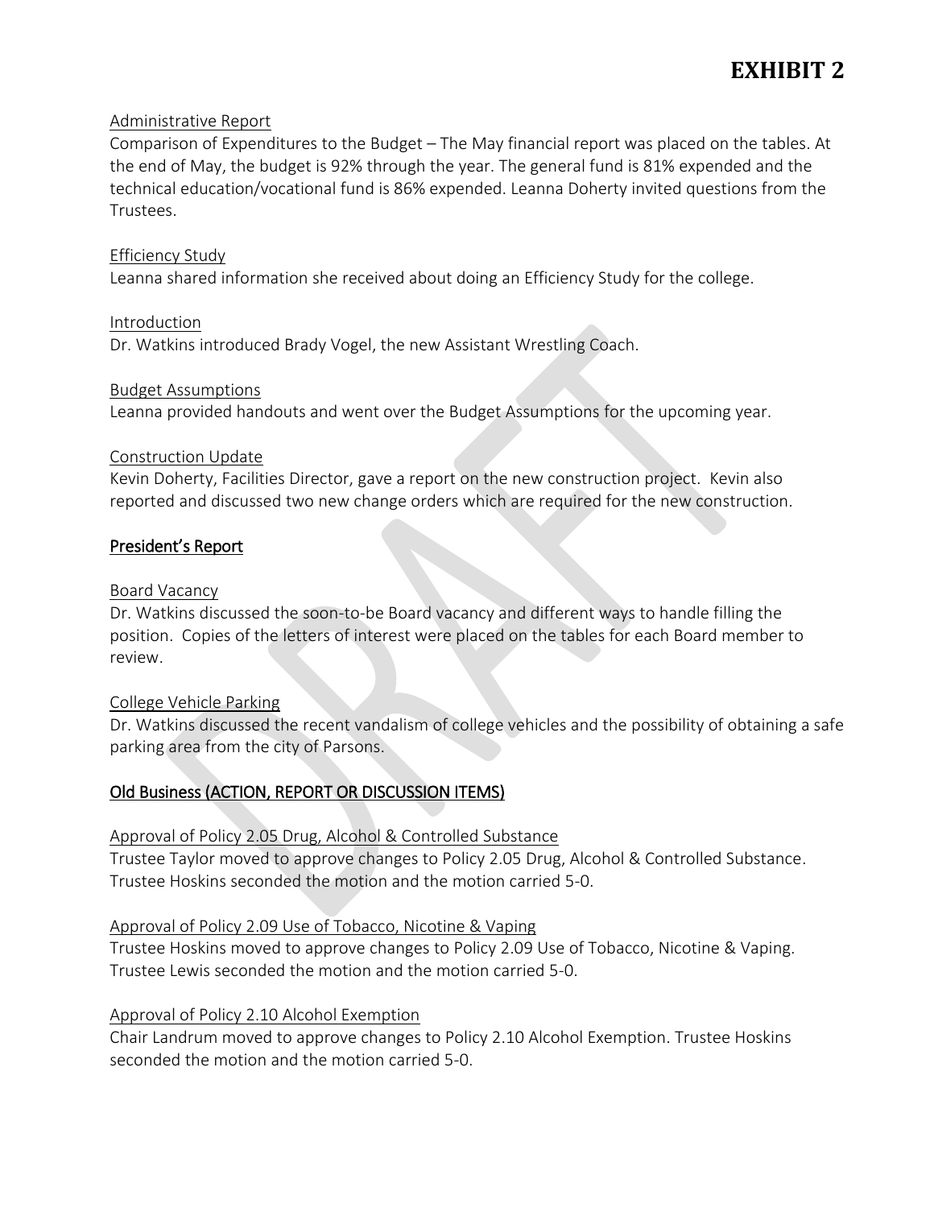# EXHIBIT 2

Administrative Report

Comparison of Expenditures to the Budget – The May financial report was placed on the tables. At the end of May, the budget is 92% through the year. The general fund is 81% expended and the technical education/vocational fund is 86% expended. Leanna Doherty invited questions from the Trustees.

Efficiency Study

Leanna shared information she received about doing an Efficiency Study for the college.

Introduction

Dr. Watkins introduced Brady Vogel, the new Assistant Wrestling Coach.

Budget Assumptions

Leanna provided handouts and went over the Budget Assumptions for the upcoming year.

Construction Update

Kevin Doherty, Facilities Director, gave a report on the new construction project. Kevin also reported and discussed two new change orders which are required for the new construction.

## President's Report

Board Vacancy

Dr. Watkins discussed the soon-to-be Board vacancy and different ways to handle filling the position. Copies of the letters of interest were placed on the tables for each Board member to review.

College Vehicle Parking

Dr. Watkins discussed the recent vandalism of college vehicles and the possibility of obtaining a safe parking area from the city of Parsons.

## Old Business (ACTION, REPORT OR DISCUSSION ITEMS)

Approval of Policy 2.05 Drug, Alcohol & Controlled Substance

Trustee Taylor moved to approve changes to Policy 2.05 Drug, Alcohol & Controlled Substance. Trustee Hoskins seconded the motion and the motion carried 5-0.

Approval of Policy 2.09 Use of Tobacco, Nicotine & Vaping

Trustee Hoskins moved to approve changes to Policy 2.09 Use of Tobacco, Nicotine & Vaping. Trustee Lewis seconded the motion and the motion carried 5-0.

Approval of Policy 2.10 Alcohol Exemption

Chair Landrum moved to approve changes to Policy 2.10 Alcohol Exemption. Trustee Hoskins seconded the motion and the motion carried 5-0.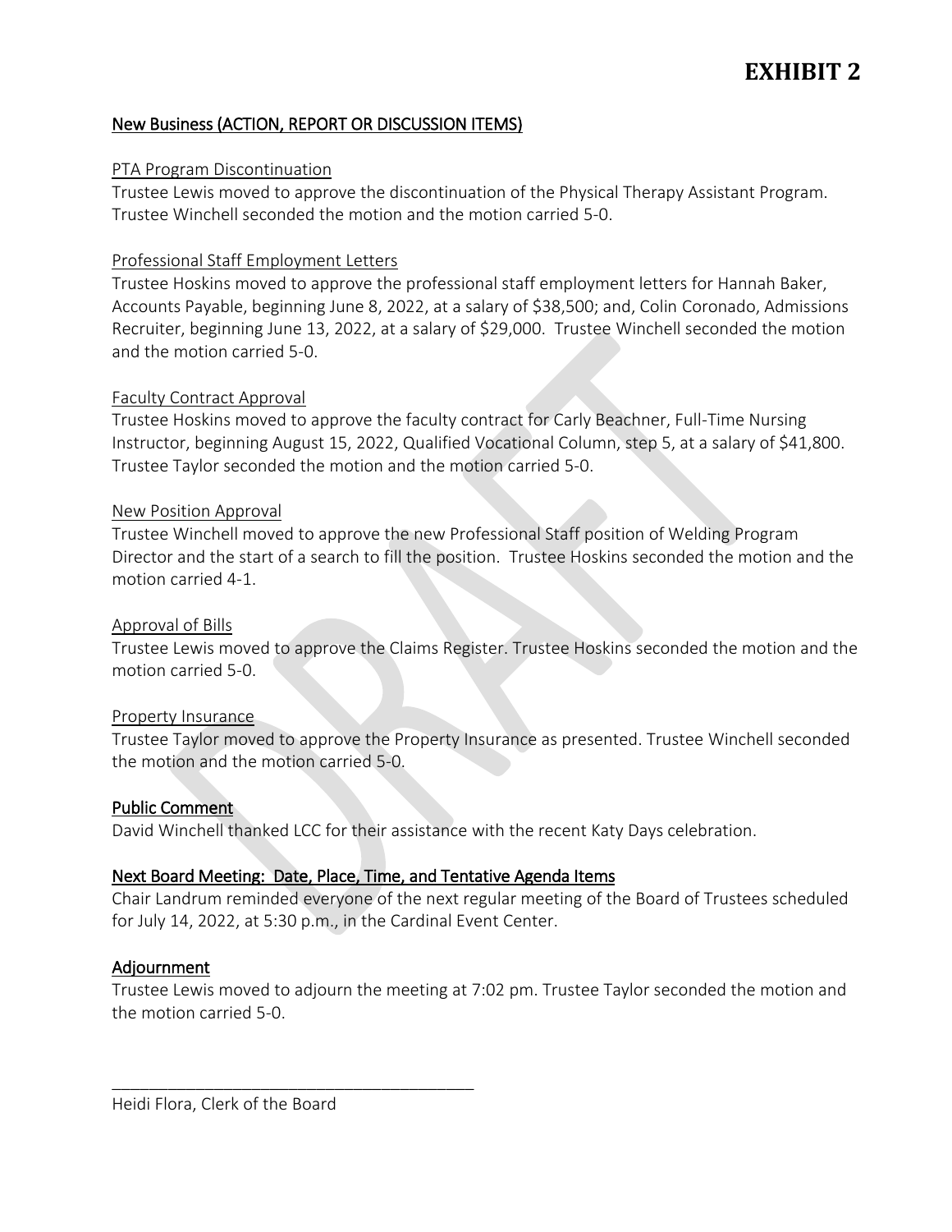# EXHIBIT 2

## New Business (ACTION, REPORT OR DISCUSSION ITEMS)

PTA Program Discontinuation

Trustee Lewis moved to approve the discontinuation of the Physical Therapy Assistant Program. Trustee Winchell seconded the motion and the motion carried 5-0.

Professional Staff Employment Letters

Trustee Hoskins moved to approve the professional staff employment letters for Hannah Baker, Accounts Payable, beginning June 8, 2022, at a salary of $38,500; and, Colin Coronado, Admissions Recruiter, beginning June 13, 2022, at a salary of $29,000. Trustee Winchell seconded the motion and the motion carried 5-0.

Faculty Contract Approval

Trustee Hoskins moved to approve the faculty contract for Carly Beachner, Full-Time Nursing Instructor, beginning August 15, 2022, Qualified Vocational Column, step 5, at a salary of $41,800. Trustee Taylor seconded the motion and the motion carried 5-0.

New Position Approval

Trustee Winchell moved to approve the new Professional Staff position of Welding Program Director and the start of a search to fill the position. Trustee Hoskins seconded the motion and the motion carried 4-1.

Approval of Bills

Trustee Lewis moved to approve the Claims Register. Trustee Hoskins seconded the motion and the motion carried 5-0.

Property Insurance

Trustee Taylor moved to approve the Property Insurance as presented. Trustee Winchell seconded the motion and the motion carried 5-0.

## Public Comment

David Winchell thanked LCC for their assistance with the recent Katy Days celebration.

## Next Board Meeting: Date, Place, Time, and Tentative Agenda Items

Chair Landrum reminded everyone of the next regular meeting of the Board of Trustees scheduled for July 14, 2022, at 5:30 p.m., in the Cardinal Event Center.

## Adjournment

Trustee Lewis moved to adjourn the meeting at 7:02 pm. Trustee Taylor seconded the motion and the motion carried 5-0.

\_\_\_\_\_\_\_\_\_\_\_\_\_\_\_\_\_\_\_\_\_\_\_\_\_\_\_\_\_\_\_\_\_\_\_\_\_\_\_\_

Heidi Flora, Clerk of the Board